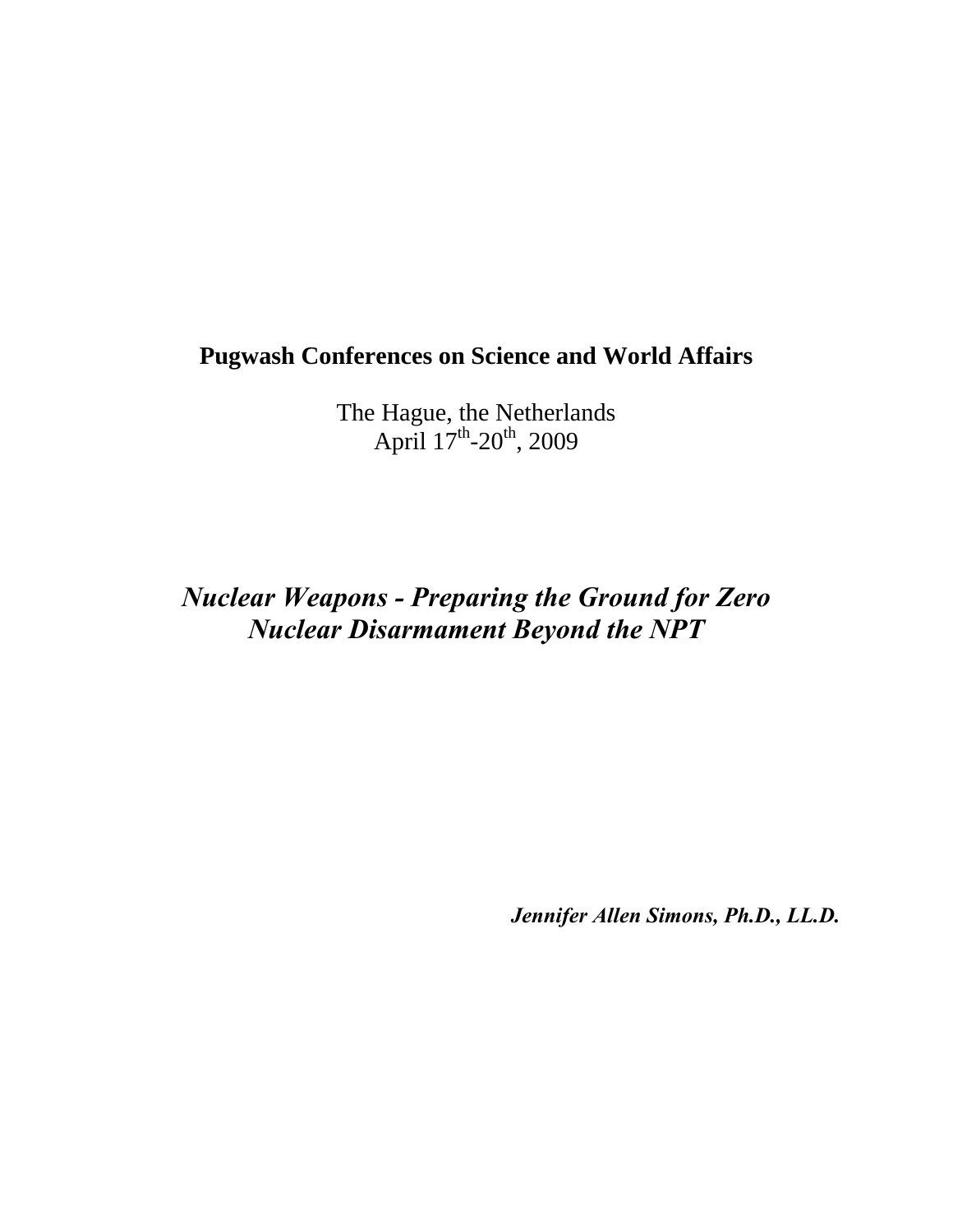**Pugwash Conferences on Science and World Affairs**

The Hague, the Netherlands
April 17th-20th, 2009

# *Nuclear Weapons - Preparing the Ground for Zero*
# *Nuclear Disarmament Beyond the NPT*

***Jennifer Allen Simons, Ph.D., LL.D.***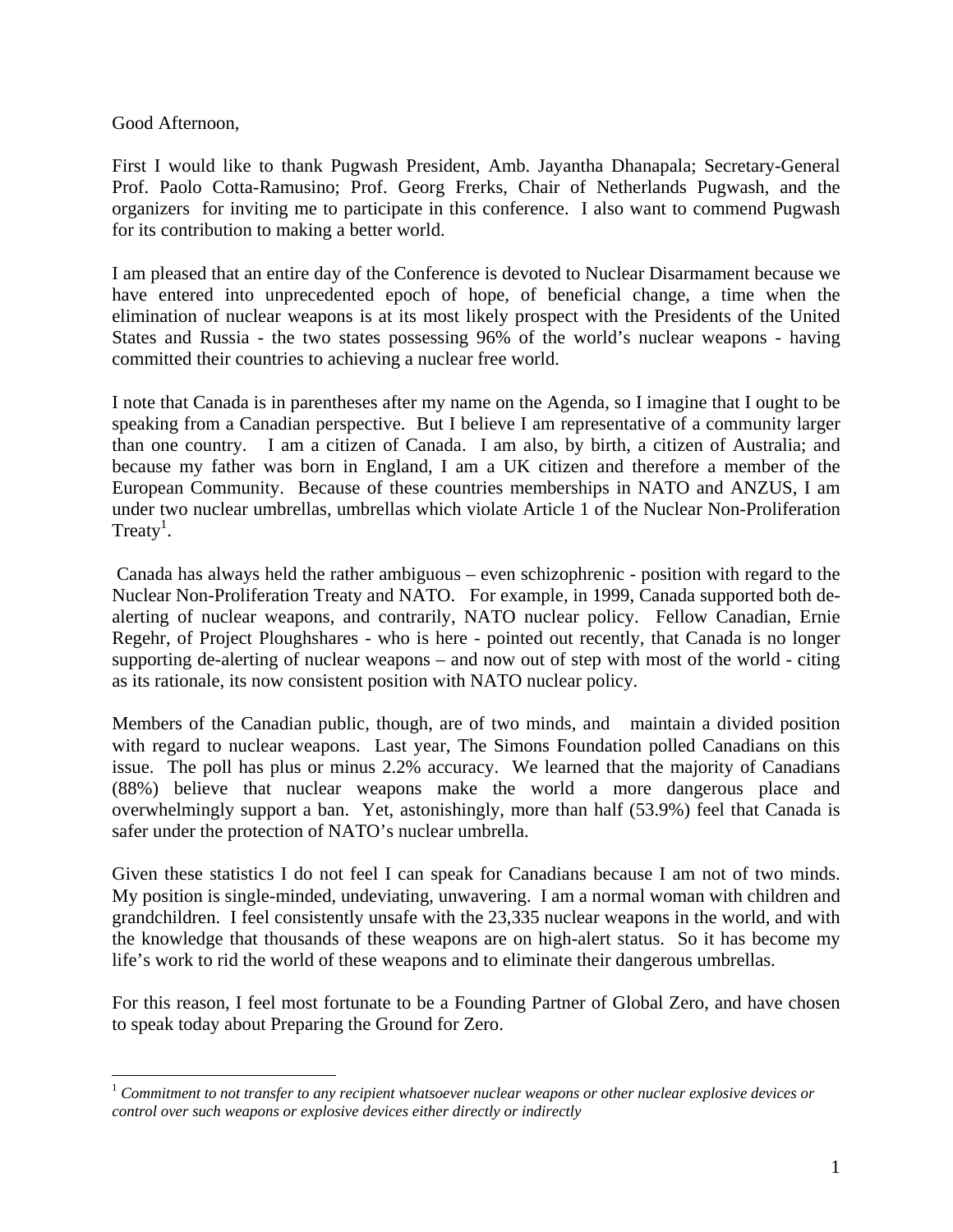Good Afternoon,

First I would like to thank Pugwash President, Amb. Jayantha Dhanapala; Secretary-General Prof. Paolo Cotta-Ramusino; Prof. Georg Frerks, Chair of Netherlands Pugwash, and the organizers for inviting me to participate in this conference. I also want to commend Pugwash for its contribution to making a better world.

I am pleased that an entire day of the Conference is devoted to Nuclear Disarmament because we have entered into unprecedented epoch of hope, of beneficial change, a time when the elimination of nuclear weapons is at its most likely prospect with the Presidents of the United States and Russia - the two states possessing 96% of the world's nuclear weapons - having committed their countries to achieving a nuclear free world.

I note that Canada is in parentheses after my name on the Agenda, so I imagine that I ought to be speaking from a Canadian perspective. But I believe I am representative of a community larger than one country. I am a citizen of Canada. I am also, by birth, a citizen of Australia; and because my father was born in England, I am a UK citizen and therefore a member of the European Community. Because of these countries memberships in NATO and ANZUS, I am under two nuclear umbrellas, umbrellas which violate Article 1 of the Nuclear Non-Proliferation Treaty[1].

Canada has always held the rather ambiguous – even schizophrenic - position with regard to the Nuclear Non-Proliferation Treaty and NATO. For example, in 1999, Canada supported both de-alerting of nuclear weapons, and contrarily, NATO nuclear policy. Fellow Canadian, Ernie Regehr, of Project Ploughshares - who is here - pointed out recently, that Canada is no longer supporting de-alerting of nuclear weapons – and now out of step with most of the world - citing as its rationale, its now consistent position with NATO nuclear policy.

Members of the Canadian public, though, are of two minds, and maintain a divided position with regard to nuclear weapons. Last year, The Simons Foundation polled Canadians on this issue. The poll has plus or minus 2.2% accuracy. We learned that the majority of Canadians (88%) believe that nuclear weapons make the world a more dangerous place and overwhelmingly support a ban. Yet, astonishingly, more than half (53.9%) feel that Canada is safer under the protection of NATO's nuclear umbrella.

Given these statistics I do not feel I can speak for Canadians because I am not of two minds. My position is single-minded, undeviating, unwavering. I am a normal woman with children and grandchildren. I feel consistently unsafe with the 23,335 nuclear weapons in the world, and with the knowledge that thousands of these weapons are on high-alert status. So it has become my life's work to rid the world of these weapons and to eliminate their dangerous umbrellas.

For this reason, I feel most fortunate to be a Founding Partner of Global Zero, and have chosen to speak today about Preparing the Ground for Zero.

---

[1] *Commitment to not transfer to any recipient whatsoever nuclear weapons or other nuclear explosive devices or control over such weapons or explosive devices either directly or indirectly*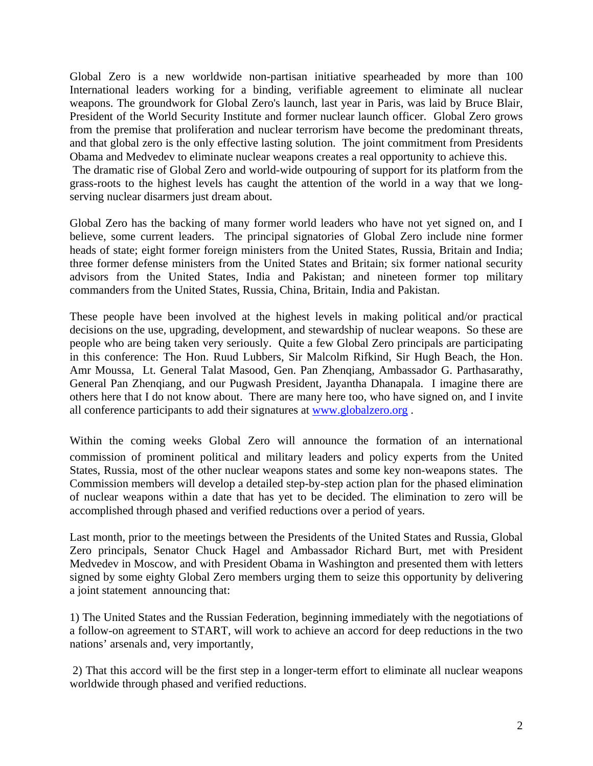Global Zero is a new worldwide non-partisan initiative spearheaded by more than 100 International leaders working for a binding, verifiable agreement to eliminate all nuclear weapons. The groundwork for Global Zero's launch, last year in Paris, was laid by Bruce Blair, President of the World Security Institute and former nuclear launch officer. Global Zero grows from the premise that proliferation and nuclear terrorism have become the predominant threats, and that global zero is the only effective lasting solution. The joint commitment from Presidents Obama and Medvedev to eliminate nuclear weapons creates a real opportunity to achieve this. The dramatic rise of Global Zero and world-wide outpouring of support for its platform from the grass-roots to the highest levels has caught the attention of the world in a way that we long-serving nuclear disarmers just dream about.

Global Zero has the backing of many former world leaders who have not yet signed on, and I believe, some current leaders. The principal signatories of Global Zero include nine former heads of state; eight former foreign ministers from the United States, Russia, Britain and India; three former defense ministers from the United States and Britain; six former national security advisors from the United States, India and Pakistan; and nineteen former top military commanders from the United States, Russia, China, Britain, India and Pakistan.

These people have been involved at the highest levels in making political and/or practical decisions on the use, upgrading, development, and stewardship of nuclear weapons. So these are people who are being taken very seriously. Quite a few Global Zero principals are participating in this conference: The Hon. Ruud Lubbers, Sir Malcolm Rifkind, Sir Hugh Beach, the Hon. Amr Moussa, Lt. General Talat Masood, Gen. Pan Zhenqiang, Ambassador G. Parthasarathy, General Pan Zhenqiang, and our Pugwash President, Jayantha Dhanapala. I imagine there are others here that I do not know about. There are many here too, who have signed on, and I invite all conference participants to add their signatures at [www.globalzero.org](www.globalzero.org) .

Within the coming weeks Global Zero will announce the formation of an international commission of prominent political and military leaders and policy experts from the United States, Russia, most of the other nuclear weapons states and some key non-weapons states. The Commission members will develop a detailed step-by-step action plan for the phased elimination of nuclear weapons within a date that has yet to be decided. The elimination to zero will be accomplished through phased and verified reductions over a period of years.

Last month, prior to the meetings between the Presidents of the United States and Russia, Global Zero principals, Senator Chuck Hagel and Ambassador Richard Burt, met with President Medvedev in Moscow, and with President Obama in Washington and presented them with letters signed by some eighty Global Zero members urging them to seize this opportunity by delivering a joint statement announcing that:

1) The United States and the Russian Federation, beginning immediately with the negotiations of a follow-on agreement to START, will work to achieve an accord for deep reductions in the two nations' arsenals and, very importantly,

2) That this accord will be the first step in a longer-term effort to eliminate all nuclear weapons worldwide through phased and verified reductions.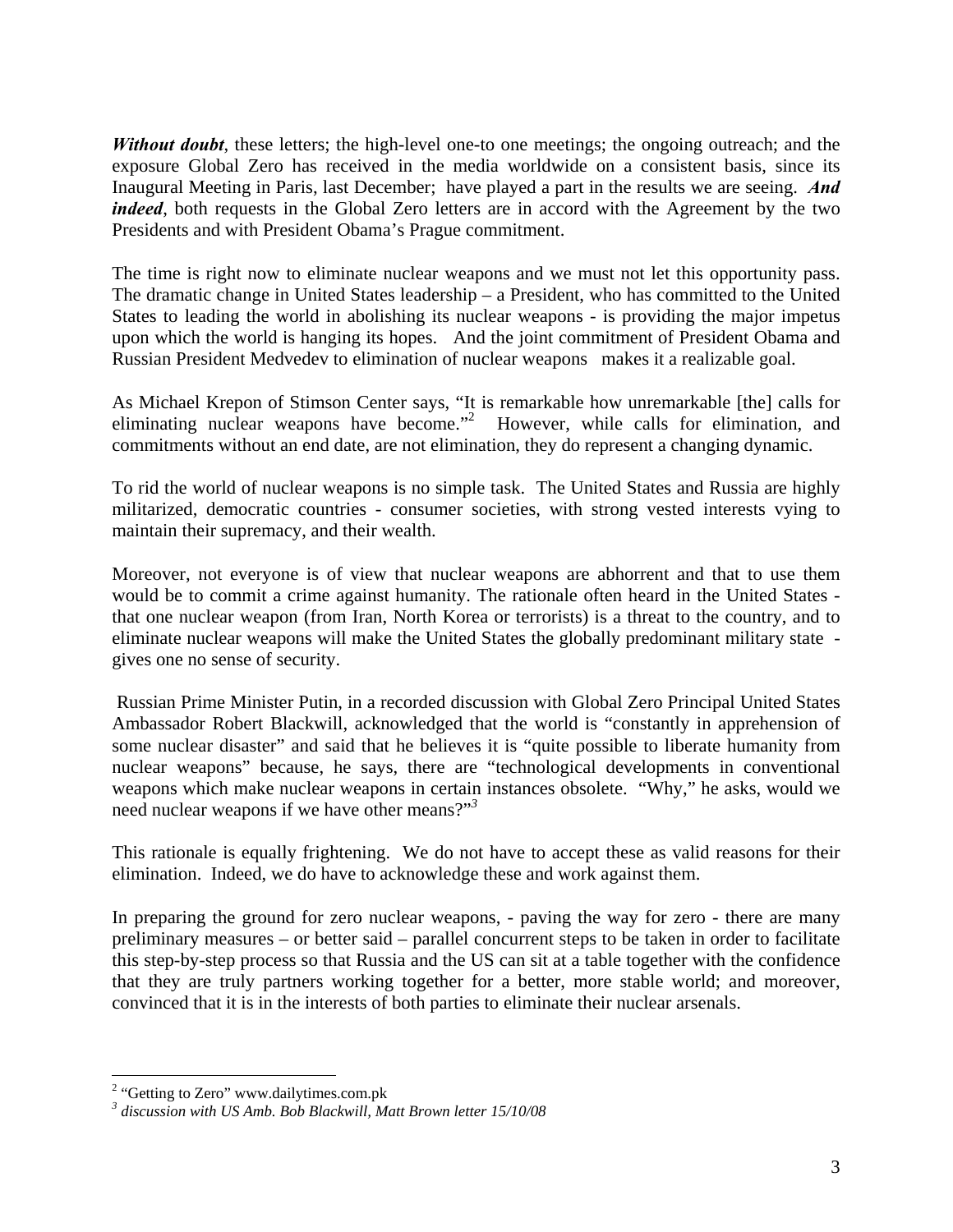***Without doubt***, these letters; the high-level one-to one meetings; the ongoing outreach; and the exposure Global Zero has received in the media worldwide on a consistent basis, since its Inaugural Meeting in Paris, last December; have played a part in the results we are seeing. ***And indeed***, both requests in the Global Zero letters are in accord with the Agreement by the two Presidents and with President Obama's Prague commitment.

The time is right now to eliminate nuclear weapons and we must not let this opportunity pass. The dramatic change in United States leadership – a President, who has committed to the United States to leading the world in abolishing its nuclear weapons - is providing the major impetus upon which the world is hanging its hopes. And the joint commitment of President Obama and Russian President Medvedev to elimination of nuclear weapons makes it a realizable goal.

As Michael Krepon of Stimson Center says, "It is remarkable how unremarkable [the] calls for eliminating nuclear weapons have become."[2] However, while calls for elimination, and commitments without an end date, are not elimination, they do represent a changing dynamic.

To rid the world of nuclear weapons is no simple task. The United States and Russia are highly militarized, democratic countries - consumer societies, with strong vested interests vying to maintain their supremacy, and their wealth.

Moreover, not everyone is of view that nuclear weapons are abhorrent and that to use them would be to commit a crime against humanity. The rationale often heard in the United States - that one nuclear weapon (from Iran, North Korea or terrorists) is a threat to the country, and to eliminate nuclear weapons will make the United States the globally predominant military state - gives one no sense of security.

Russian Prime Minister Putin, in a recorded discussion with Global Zero Principal United States Ambassador Robert Blackwill, acknowledged that the world is "constantly in apprehension of some nuclear disaster" and said that he believes it is "quite possible to liberate humanity from nuclear weapons" because, he says, there are "technological developments in conventional weapons which make nuclear weapons in certain instances obsolete. "Why," he asks, would we need nuclear weapons if we have other means?"[3]

This rationale is equally frightening. We do not have to accept these as valid reasons for their elimination. Indeed, we do have to acknowledge these and work against them.

In preparing the ground for zero nuclear weapons, - paving the way for zero - there are many preliminary measures – or better said – parallel concurrent steps to be taken in order to facilitate this step-by-step process so that Russia and the US can sit at a table together with the confidence that they are truly partners working together for a better, more stable world; and moreover, convinced that it is in the interests of both parties to eliminate their nuclear arsenals.

---

[2] "Getting to Zero" www.dailytimes.com.pk

[3] *discussion with US Amb. Bob Blackwill, Matt Brown letter 15/10/08*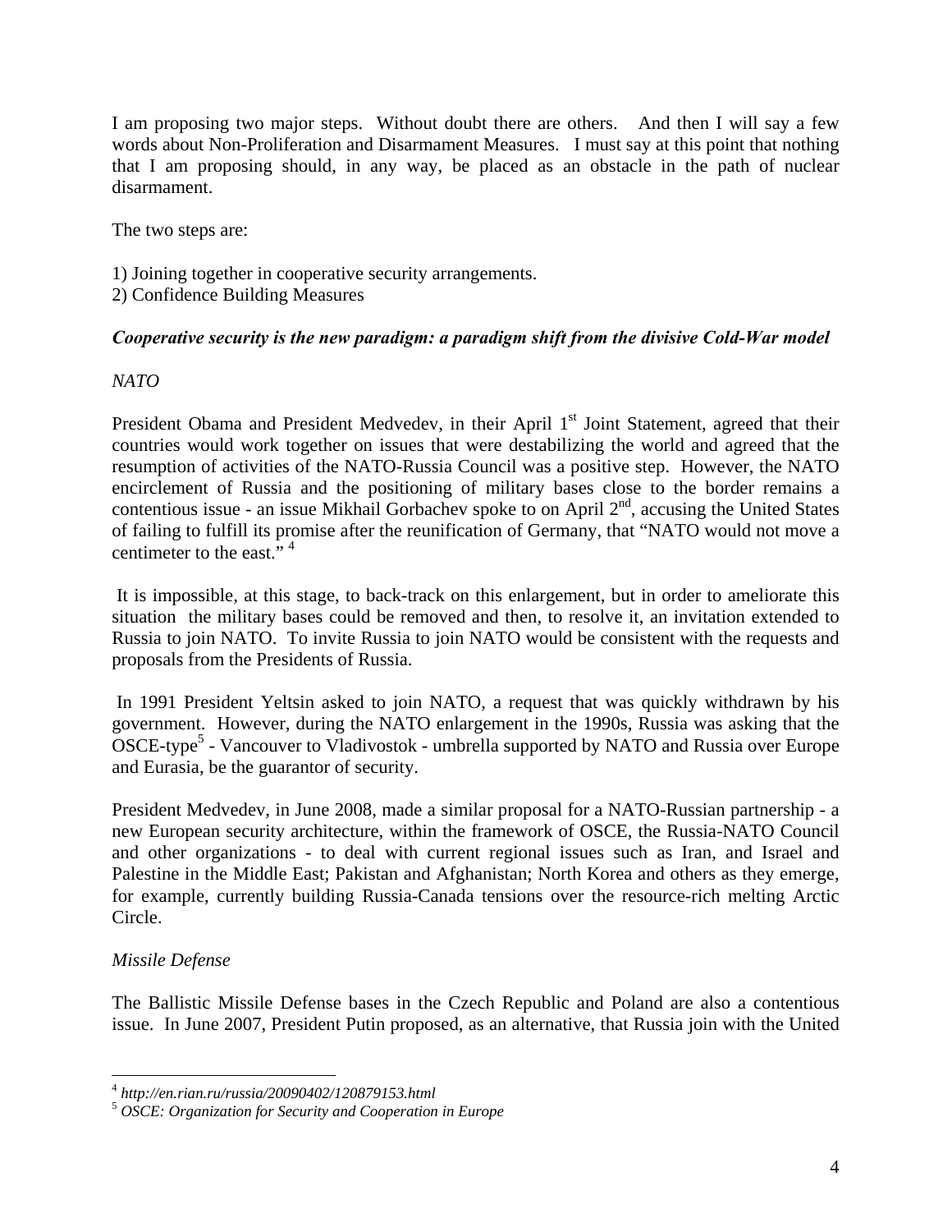I am proposing two major steps. Without doubt there are others. And then I will say a few words about Non-Proliferation and Disarmament Measures. I must say at this point that nothing that I am proposing should, in any way, be placed as an obstacle in the path of nuclear disarmament.

The two steps are:

1) Joining together in cooperative security arrangements.
2) Confidence Building Measures

***Cooperative security is the new paradigm: a paradigm shift from the divisive Cold-War model***

*NATO*

President Obama and President Medvedev, in their April 1st Joint Statement, agreed that their countries would work together on issues that were destabilizing the world and agreed that the resumption of activities of the NATO-Russia Council was a positive step. However, the NATO encirclement of Russia and the positioning of military bases close to the border remains a contentious issue - an issue Mikhail Gorbachev spoke to on April 2nd, accusing the United States of failing to fulfill its promise after the reunification of Germany, that "NATO would not move a centimeter to the east." [4]

It is impossible, at this stage, to back-track on this enlargement, but in order to ameliorate this situation the military bases could be removed and then, to resolve it, an invitation extended to Russia to join NATO. To invite Russia to join NATO would be consistent with the requests and proposals from the Presidents of Russia.

In 1991 President Yeltsin asked to join NATO, a request that was quickly withdrawn by his government. However, during the NATO enlargement in the 1990s, Russia was asking that the OSCE-type[5] - Vancouver to Vladivostok - umbrella supported by NATO and Russia over Europe and Eurasia, be the guarantor of security.

President Medvedev, in June 2008, made a similar proposal for a NATO-Russian partnership - a new European security architecture, within the framework of OSCE, the Russia-NATO Council and other organizations - to deal with current regional issues such as Iran, and Israel and Palestine in the Middle East; Pakistan and Afghanistan; North Korea and others as they emerge, for example, currently building Russia-Canada tensions over the resource-rich melting Arctic Circle.

*Missile Defense*

The Ballistic Missile Defense bases in the Czech Republic and Poland are also a contentious issue. In June 2007, President Putin proposed, as an alternative, that Russia join with the United

---

[4] *http://en.rian.ru/russia/20090402/120879153.html*

[5] *OSCE: Organization for Security and Cooperation in Europe*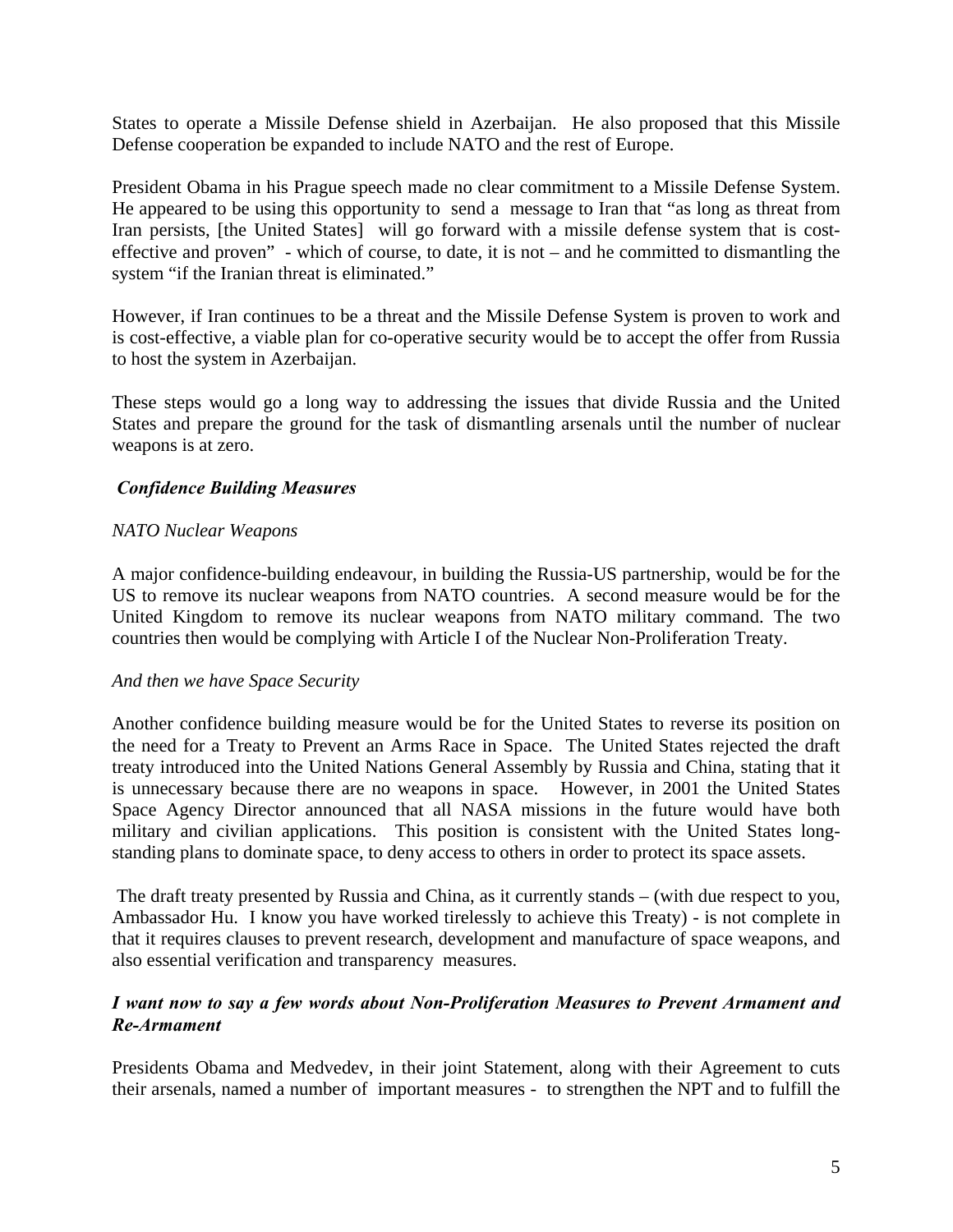States to operate a Missile Defense shield in Azerbaijan. He also proposed that this Missile Defense cooperation be expanded to include NATO and the rest of Europe.

President Obama in his Prague speech made no clear commitment to a Missile Defense System. He appeared to be using this opportunity to send a message to Iran that "as long as threat from Iran persists, [the United States] will go forward with a missile defense system that is cost-effective and proven" - which of course, to date, it is not – and he committed to dismantling the system "if the Iranian threat is eliminated."

However, if Iran continues to be a threat and the Missile Defense System is proven to work and is cost-effective, a viable plan for co-operative security would be to accept the offer from Russia to host the system in Azerbaijan.

These steps would go a long way to addressing the issues that divide Russia and the United States and prepare the ground for the task of dismantling arsenals until the number of nuclear weapons is at zero.

***Confidence Building Measures***

*NATO Nuclear Weapons*

A major confidence-building endeavour, in building the Russia-US partnership, would be for the US to remove its nuclear weapons from NATO countries. A second measure would be for the United Kingdom to remove its nuclear weapons from NATO military command. The two countries then would be complying with Article I of the Nuclear Non-Proliferation Treaty.

*And then we have Space Security*

Another confidence building measure would be for the United States to reverse its position on the need for a Treaty to Prevent an Arms Race in Space. The United States rejected the draft treaty introduced into the United Nations General Assembly by Russia and China, stating that it is unnecessary because there are no weapons in space. However, in 2001 the United States Space Agency Director announced that all NASA missions in the future would have both military and civilian applications. This position is consistent with the United States long-standing plans to dominate space, to deny access to others in order to protect its space assets.

The draft treaty presented by Russia and China, as it currently stands – (with due respect to you, Ambassador Hu. I know you have worked tirelessly to achieve this Treaty) - is not complete in that it requires clauses to prevent research, development and manufacture of space weapons, and also essential verification and transparency measures.

***I want now to say a few words about Non-Proliferation Measures to Prevent Armament and Re-Armament***

Presidents Obama and Medvedev, in their joint Statement, along with their Agreement to cuts their arsenals, named a number of important measures - to strengthen the NPT and to fulfill the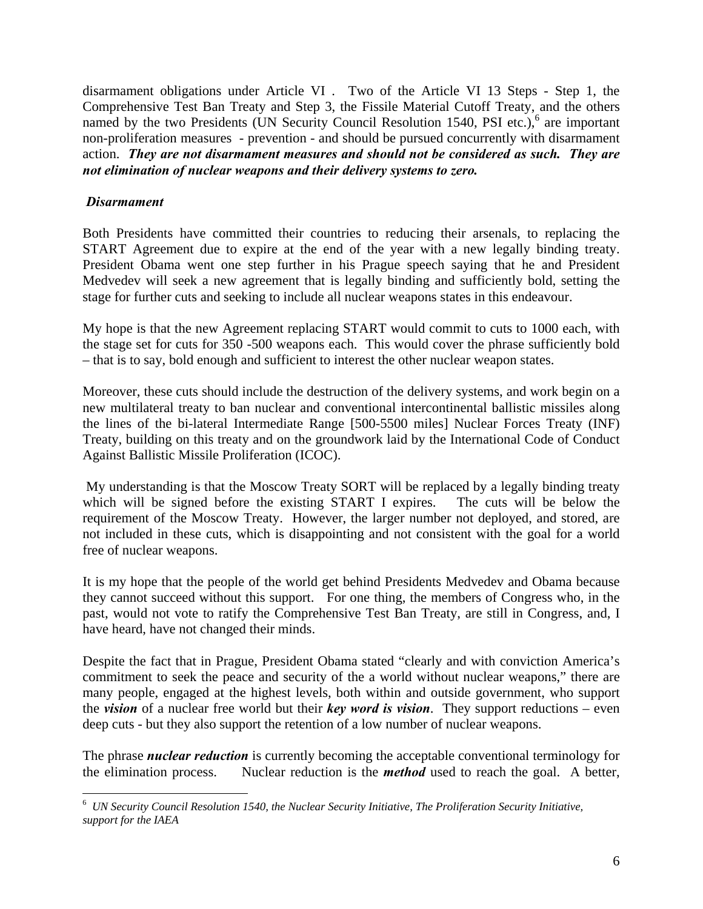disarmament obligations under Article VI . Two of the Article VI 13 Steps - Step 1, the Comprehensive Test Ban Treaty and Step 3, the Fissile Material Cutoff Treaty, and the others named by the two Presidents (UN Security Council Resolution 1540, PSI etc.),[6] are important non-proliferation measures - prevention - and should be pursued concurrently with disarmament action. ***They are not disarmament measures and should not be considered as such. They are not elimination of nuclear weapons and their delivery systems to zero.***

***Disarmament***

Both Presidents have committed their countries to reducing their arsenals, to replacing the START Agreement due to expire at the end of the year with a new legally binding treaty. President Obama went one step further in his Prague speech saying that he and President Medvedev will seek a new agreement that is legally binding and sufficiently bold, setting the stage for further cuts and seeking to include all nuclear weapons states in this endeavour.

My hope is that the new Agreement replacing START would commit to cuts to 1000 each, with the stage set for cuts for 350 -500 weapons each. This would cover the phrase sufficiently bold – that is to say, bold enough and sufficient to interest the other nuclear weapon states.

Moreover, these cuts should include the destruction of the delivery systems, and work begin on a new multilateral treaty to ban nuclear and conventional intercontinental ballistic missiles along the lines of the bi-lateral Intermediate Range [500-5500 miles] Nuclear Forces Treaty (INF) Treaty, building on this treaty and on the groundwork laid by the International Code of Conduct Against Ballistic Missile Proliferation (ICOC).

My understanding is that the Moscow Treaty SORT will be replaced by a legally binding treaty which will be signed before the existing START I expires. The cuts will be below the requirement of the Moscow Treaty. However, the larger number not deployed, and stored, are not included in these cuts, which is disappointing and not consistent with the goal for a world free of nuclear weapons.

It is my hope that the people of the world get behind Presidents Medvedev and Obama because they cannot succeed without this support. For one thing, the members of Congress who, in the past, would not vote to ratify the Comprehensive Test Ban Treaty, are still in Congress, and, I have heard, have not changed their minds.

Despite the fact that in Prague, President Obama stated "clearly and with conviction America's commitment to seek the peace and security of the a world without nuclear weapons," there are many people, engaged at the highest levels, both within and outside government, who support the ***vision*** of a nuclear free world but their ***key word is vision***. They support reductions – even deep cuts - but they also support the retention of a low number of nuclear weapons.

The phrase ***nuclear reduction*** is currently becoming the acceptable conventional terminology for the elimination process. Nuclear reduction is the ***method*** used to reach the goal. A better,

---

[6] *UN Security Council Resolution 1540, the Nuclear Security Initiative, The Proliferation Security Initiative, support for the IAEA*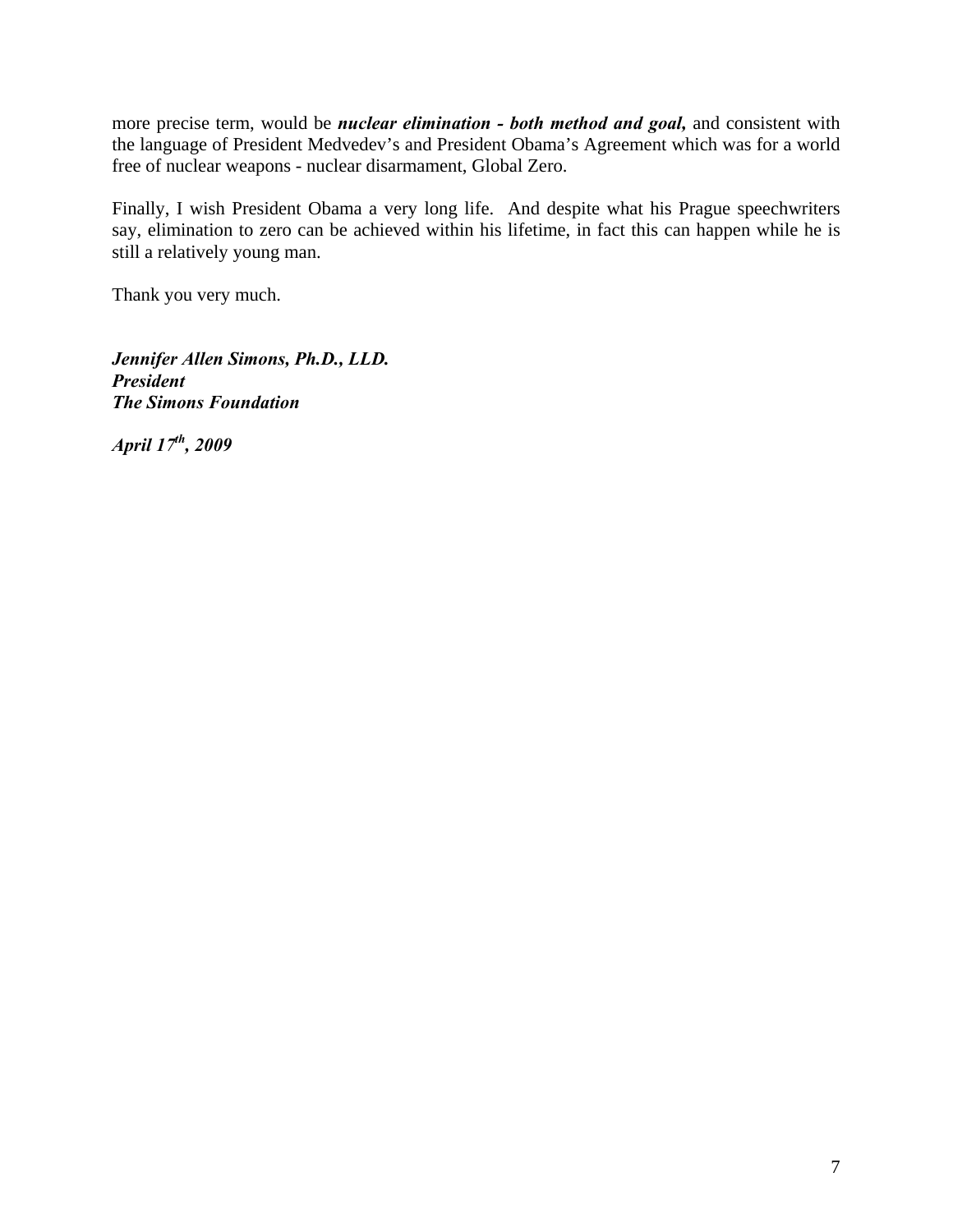more precise term, would be ***nuclear elimination - both method and goal,*** and consistent with the language of President Medvedev's and President Obama's Agreement which was for a world free of nuclear weapons - nuclear disarmament, Global Zero.

Finally, I wish President Obama a very long life. And despite what his Prague speechwriters say, elimination to zero can be achieved within his lifetime, in fact this can happen while he is still a relatively young man.

Thank you very much.

***Jennifer Allen Simons, Ph.D., LLD.***
***President***
***The Simons Foundation***

***April 17th, 2009***